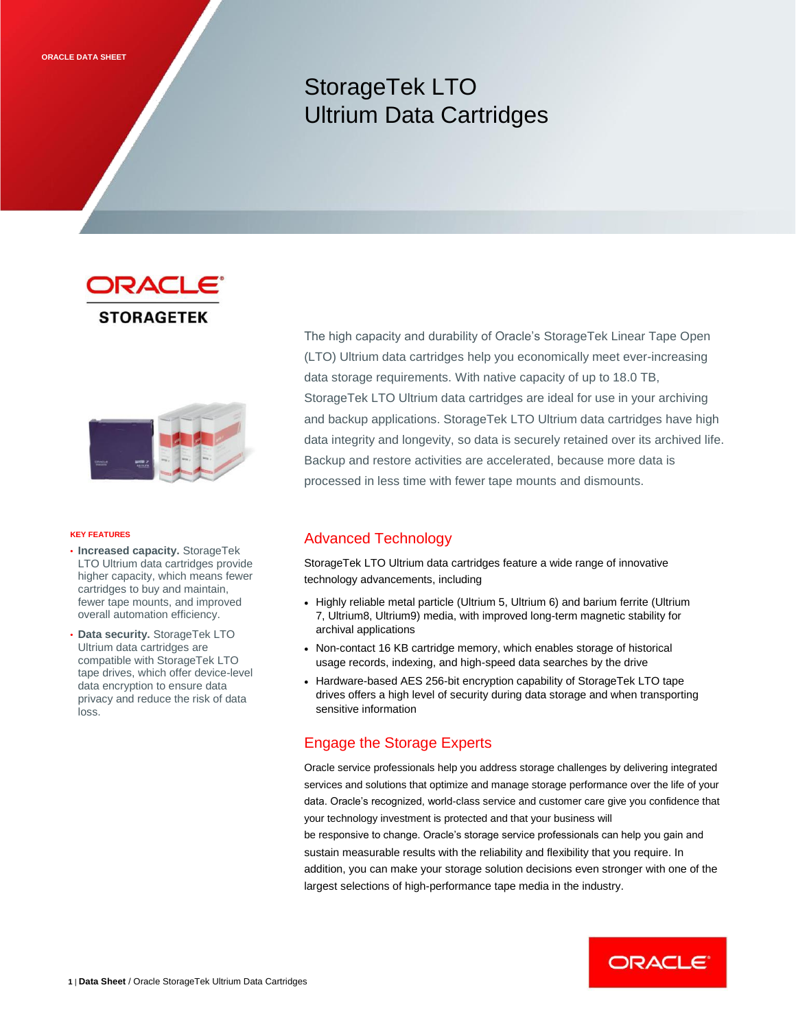ORACLE DATA SHEET

# StorageTek LTO Ultrium Data Cartridges

ORACLE STORAGETEK

The high capacity and durability of Oracle's StorageTek Linear Tape Open (LTO) Ultrium data cartridges help you economically meet ever-increasing data storage requirements. With native capacity of up to 18.0 TB, StorageTek LTO Ultrium data cartridges are ideal for use in your archiving and backup applications. StorageTek LTO Ultrium data cartridges have high data integrity and longevity, so data is securely retained over its archived life. Backup and restore activities are accelerated, because more data is processed in less time with fewer tape mounts and dismounts.

**KEY FEATURES**

- **Increased capacity.** StorageTek LTO Ultrium data cartridges provide higher capacity, which means fewer cartridges to buy and maintain, fewer tape mounts, and improved overall automation efficiency.
- **Data security.** StorageTek LTO Ultrium data cartridges are compatible with StorageTek LTO tape drives, which offer device-level data encryption to ensure data privacy and reduce the risk of data loss.

## Advanced Technology

StorageTek LTO Ultrium data cartridges feature a wide range of innovative technology advancements, including

- Highly reliable metal particle (Ultrium 5, Ultrium 6) and barium ferrite (Ultrium 7, Ultrium8, Ultrium9) media, with improved long-term magnetic stability for archival applications
- Non-contact 16 KB cartridge memory, which enables storage of historical usage records, indexing, and high-speed data searches by the drive
- Hardware-based AES 256-bit encryption capability of StorageTek LTO tape drives offers a high level of security during data storage and when transporting sensitive information

## Engage the Storage Experts

Oracle service professionals help you address storage challenges by delivering integrated services and solutions that optimize and manage storage performance over the life of your data. Oracle's recognized, world-class service and customer care give you confidence that your technology investment is protected and that your business will be responsive to change. Oracle's storage service professionals can help you gain and sustain measurable results with the reliability and flexibility that you require. In addition, you can make your storage solution decisions even stronger with one of the largest selections of high-performance tape media in the industry.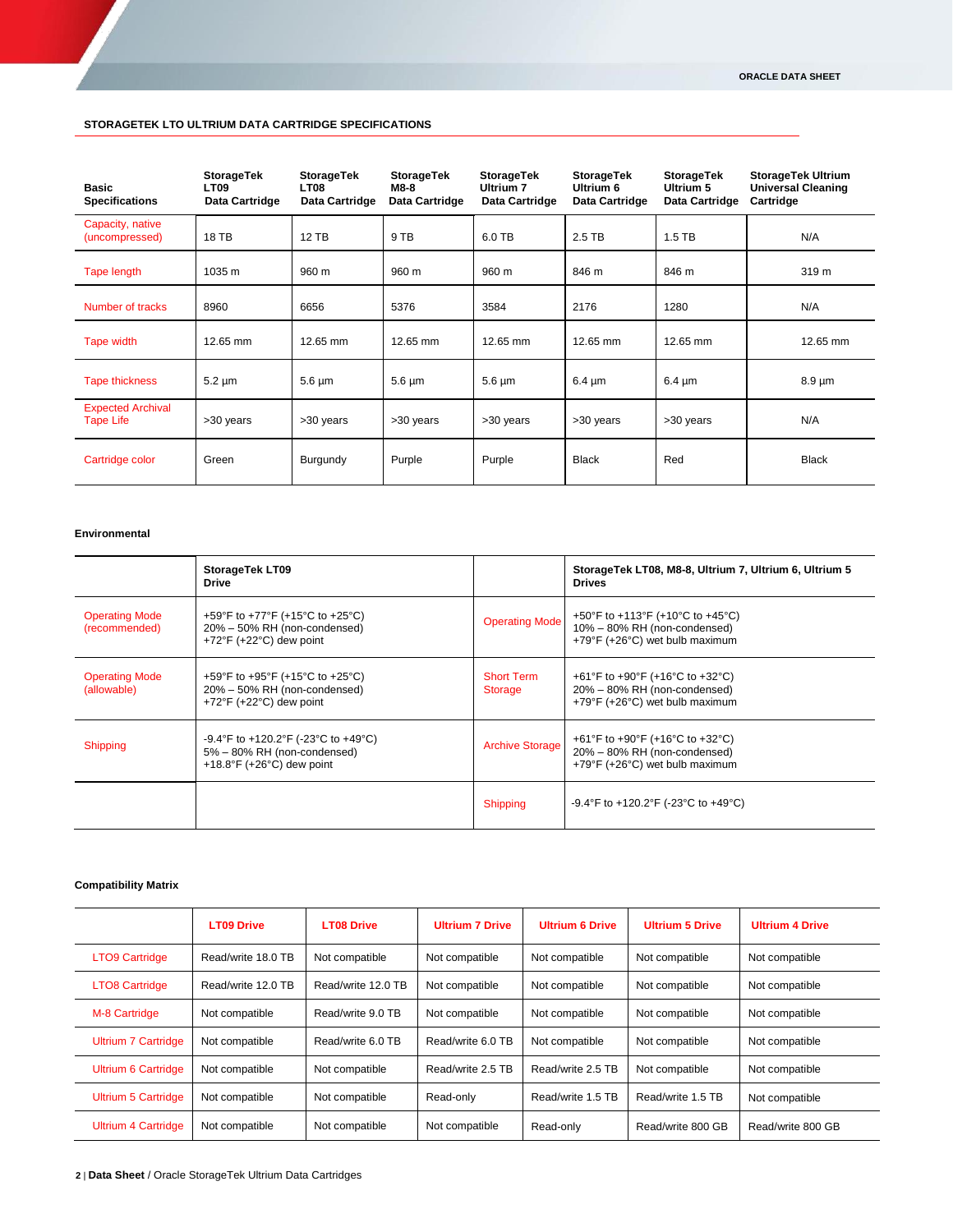## STORAGETEK LTO ULTRIUM DATA CARTRIDGE SPECIFICATIONS

| Basic Specifications | StorageTek LT09 Data Cartridge | StorageTek LT08 Data Cartridge | StorageTek M8-8 Data Cartridge | StorageTek Ultrium 7 Data Cartridge | StorageTek Ultrium 6 Data Cartridge | StorageTek Ultrium 5 Data Cartridge | StorageTek Ultrium Universal Cleaning Cartridge |
|---|---|---|---|---|---|---|---|
| Capacity, native (uncompressed) | 18 TB | 12 TB | 9 TB | 6.0 TB | 2.5 TB | 1.5 TB | N/A |
| Tape length | 1035 m | 960 m | 960 m | 960 m | 846 m | 846 m | 319 m |
| Number of tracks | 8960 | 6656 | 5376 | 3584 | 2176 | 1280 | N/A |
| Tape width | 12.65 mm | 12.65 mm | 12.65 mm | 12.65 mm | 12.65 mm | 12.65 mm | 12.65 mm |
| Tape thickness | 5.2 µm | 5.6 µm | 5.6 µm | 5.6 µm | 6.4 µm | 6.4 µm | 8.9 µm |
| Expected Archival Tape Life | >30 years | >30 years | >30 years | >30 years | >30 years | >30 years | N/A |
| Cartridge color | Green | Burgundy | Purple | Purple | Black | Red | Black |

### Environmental

| | StorageTek LT09 Drive | | StorageTek LT08, M8-8, Ultrium 7, Ultrium 6, Ultrium 5 Drives |
|---|---|---|---|
| Operating Mode (recommended) | +59°F to +77°F (+15°C to +25°C)<br>20% – 50% RH (non-condensed)<br>+72°F (+22°C) dew point | Operating Mode | +50°F to +113°F (+10°C to +45°C)<br>10% – 80% RH (non-condensed)<br>+79°F (+26°C) wet bulb maximum |
| Operating Mode (allowable) | +59°F to +95°F (+15°C to +25°C)<br>20% – 50% RH (non-condensed)<br>+72°F (+22°C) dew point | Short Term Storage | +61°F to +90°F (+16°C to +32°C)<br>20% – 80% RH (non-condensed)<br>+79°F (+26°C) wet bulb maximum |
| Shipping | -9.4°F to +120.2°F (-23°C to +49°C)<br>5% – 80% RH (non-condensed)<br>+18.8°F (+26°C) dew point | Archive Storage | +61°F to +90°F (+16°C to +32°C)<br>20% – 80% RH (non-condensed)<br>+79°F (+26°C) wet bulb maximum |
| | | Shipping | -9.4°F to +120.2°F (-23°C to +49°C) |

### Compatibility Matrix

| | LT09 Drive | LT08 Drive | Ultrium 7 Drive | Ultrium 6 Drive | Ultrium 5 Drive | Ultrium 4 Drive |
|---|---|---|---|---|---|---|
| LTO9 Cartridge | Read/write 18.0 TB | Not compatible | Not compatible | Not compatible | Not compatible | Not compatible |
| LTO8 Cartridge | Read/write 12.0 TB | Read/write 12.0 TB | Not compatible | Not compatible | Not compatible | Not compatible |
| M-8 Cartridge | Not compatible | Read/write 9.0 TB | Not compatible | Not compatible | Not compatible | Not compatible |
| Ultrium 7 Cartridge | Not compatible | Read/write 6.0 TB | Read/write 6.0 TB | Not compatible | Not compatible | Not compatible |
| Ultrium 6 Cartridge | Not compatible | Not compatible | Read/write 2.5 TB | Read/write 2.5 TB | Not compatible | Not compatible |
| Ultrium 5 Cartridge | Not compatible | Not compatible | Read-only | Read/write 1.5 TB | Read/write 1.5 TB | Not compatible |
| Ultrium 4 Cartridge | Not compatible | Not compatible | Not compatible | Read-only | Read/write 800 GB | Read/write 800 GB |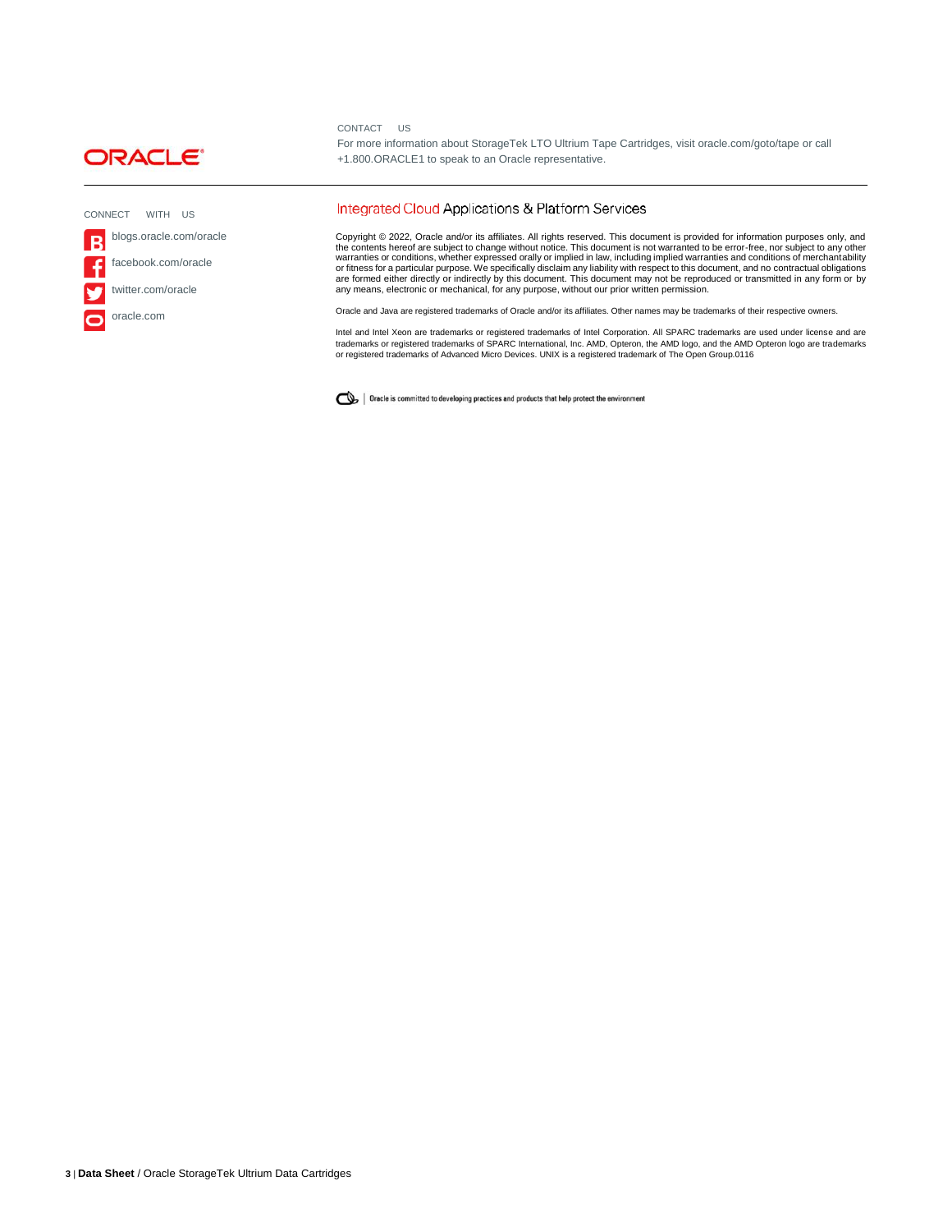ORACLE

CONTACT US

For more information about StorageTek LTO Ultrium Tape Cartridges, visit oracle.com/goto/tape or call +1.800.ORACLE1 to speak to an Oracle representative.

CONNECT WITH US

blogs.oracle.com/oracle

facebook.com/oracle

twitter.com/oracle

oracle.com

## Integrated Cloud Applications & Platform Services

Copyright © 2022, Oracle and/or its affiliates. All rights reserved. This document is provided for information purposes only, and the contents hereof are subject to change without notice. This document is not warranted to be error-free, nor subject to any other warranties or conditions, whether expressed orally or implied in law, including implied warranties and conditions of merchantability or fitness for a particular purpose. We specifically disclaim any liability with respect to this document, and no contractual obligations are formed either directly or indirectly by this document. This document may not be reproduced or transmitted in any form or by any means, electronic or mechanical, for any purpose, without our prior written permission.

Oracle and Java are registered trademarks of Oracle and/or its affiliates. Other names may be trademarks of their respective owners.

Intel and Intel Xeon are trademarks or registered trademarks of Intel Corporation. All SPARC trademarks are used under license and are trademarks or registered trademarks of SPARC International, Inc. AMD, Opteron, the AMD logo, and the AMD Opteron logo are trademarks or registered trademarks of Advanced Micro Devices. UNIX is a registered trademark of The Open Group.0116

Oracle is committed to developing practices and products that help protect the environment